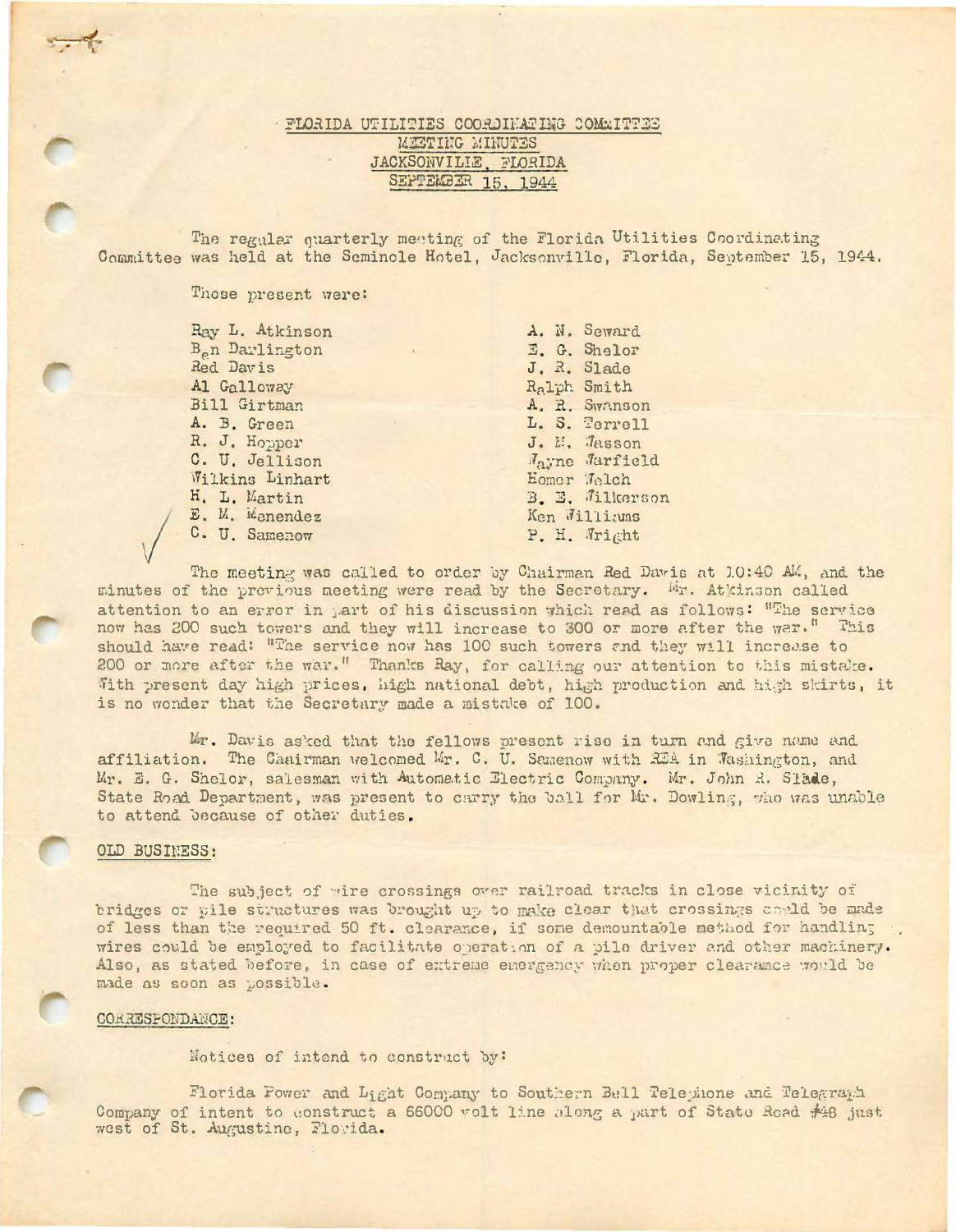# FLORIDA UTILITIES COORDINATING COMMITTEE
## MEETING MINUTES
## JACKSONVILLE, FLORIDA
## SEPTEMBER 15, 1944

The regular quarterly meeting of the Florida Utilities Coordinating Committee was held at the Seminole Hotel, Jacksonville, Florida, September 15, 1944.

Those present were:

| | |
|---|---|
| Ray L. Atkinson | A. N. Seward |
| Ben Darlington | E. G. Shelor |
| Red Davis | J. R. Slade |
| Al Galloway | Ralph Smith |
| Bill Girtman | A. R. Swanson |
| A. B. Green | L. S. Terrell |
| R. J. Hopper | J. M. Wasson |
| C. U. Jellison | Wayne Warfield |
| Wilkins Linhart | Homer Welch |
| H. L. Martin | B. E. Wilkerson |
| E. M. Menendez | Ken Williams |
| C. U. Samenow | P. H. Wright |

The meeting was called to order by Chairman Red Davis at 10:40 AM, and the minutes of the previous meeting were read by the Secretary. Mr. Atkinson called attention to an error in part of his discussion which read as follows: "The service now has 200 such towers and they will increase to 300 or more after the war." This should have read: "The service now has 100 such towers and they will increase to 200 or more after the war." Thanks Ray, for calling our attention to this mistake. With present day high prices, high national debt, high production and high skirts, it is no wonder that the Secretary made a mistake of 100.

Mr. Davis asked that the fellows present rise in turn and give name and affiliation. The Chairman welcomed Mr. C. U. Samenow with REA in Washington, and Mr. E. G. Shelor, salesman with Automatic Electric Company. Mr. John R. Slade, State Road Department, was present to carry the ball for Mr. Dowling, who was unable to attend because of other duties.

## OLD BUSINESS:

The subject of wire crossings over railroad tracks in close vicinity of bridges or pile structures was brought up to make clear that crossings could be made of less than the required 50 ft. clearance, if some demountable method for handling wires could be employed to facilitate operation of a pile driver and other machinery. Also, as stated before, in case of extreme emergency when proper clearance would be made as soon as possible.

## CORRESPONDANCE:

Notices of intend to construct by:

Florida Power and Light Company to Southern Bell Telephone and Telegraph Company of intent to construct a 66000 volt line along a part of State Road #48 just west of St. Augustine, Florida.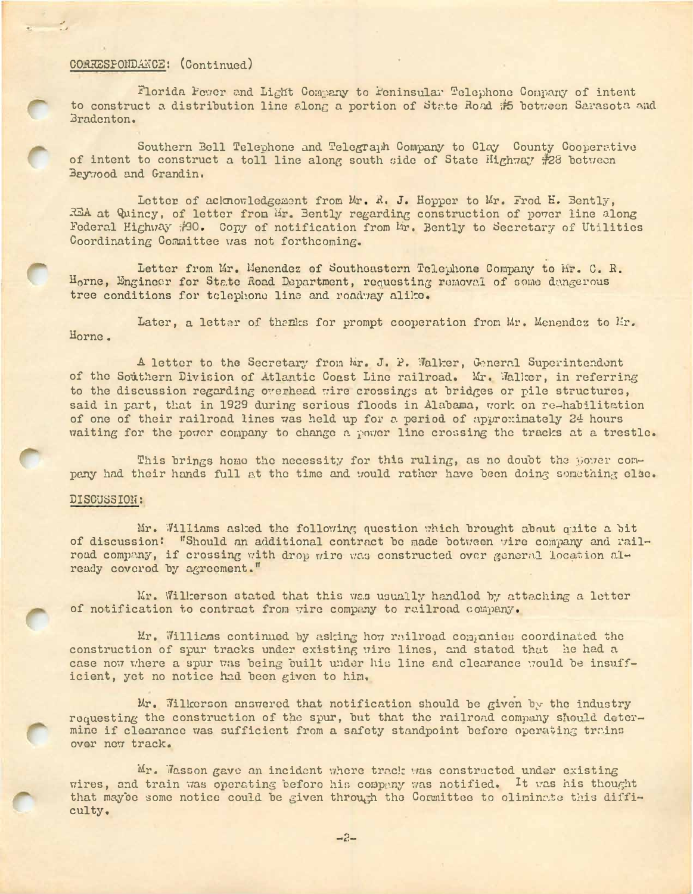CORRESPONDANCE: (Continued)

Florida Power and Light Company to Peninsular Telephone Company of intent to construct a distribution line along a portion of State Road #5 between Sarasota and Bradenton.

Southern Bell Telephone and Telegraph Company to Clay County Cooperative of intent to construct a toll line along south side of State Highway #28 between Baywood and Grandin.

Letter of acknowledgement from Mr. R. J. Hopper to Mr. Fred H. Bently, REA at Quincy, of letter from Mr. Bently regarding construction of power line along Federal Highway #90. Copy of notification from Mr. Bently to Secretary of Utilities Coordinating Committee was not forthcoming.

Letter from Mr. Menendez of Southeastern Telephone Company to Mr. C. R. Horne, Engineer for State Road Department, requesting removal of some dangerous tree conditions for telephone line and roadway alike.

Later, a letter of thanks for prompt cooperation from Mr. Menendez to Mr. Horne.

A letter to the Secretary from Mr. J. P. Walker, General Superintendent of the Southern Division of Atlantic Coast Line railroad. Mr. Walker, in referring to the discussion regarding overhead wire crossings at bridges or pile structures, said in part, that in 1929 during serious floods in Alabama, work on re-habilitation of one of their railroad lines was held up for a period of approximately 24 hours waiting for the power company to change a power line crossing the tracks at a trestle.

This brings home the necessity for this ruling, as no doubt the power company had their hands full at the time and would rather have been doing something else.

DISCUSSION:

Mr. Williams asked the following question which brought about quite a bit of discussion: "Should an additional contract be made between wire company and railroad company, if crossing with drop wire was constructed over general location already covered by agreement."

Mr. Wilkerson stated that this was usually handled by attaching a letter of notification to contract from wire company to railroad company.

Mr. Williams continued by asking how railroad companies coordinated the construction of spur tracks under existing wire lines, and stated that he had a case now where a spur was being built under his line and clearance would be insufficient, yet no notice had been given to him.

Mr. Wilkerson answered that notification should be given by the industry requesting the construction of the spur, but that the railroad company should determine if clearance was sufficient from a safety standpoint before operating trains over new track.

Mr. Wasson gave an incident where track was constructed under existing wires, and train was operating before his company was notified. It was his thought that maybe some notice could be given through the Committee to eliminate this difficulty.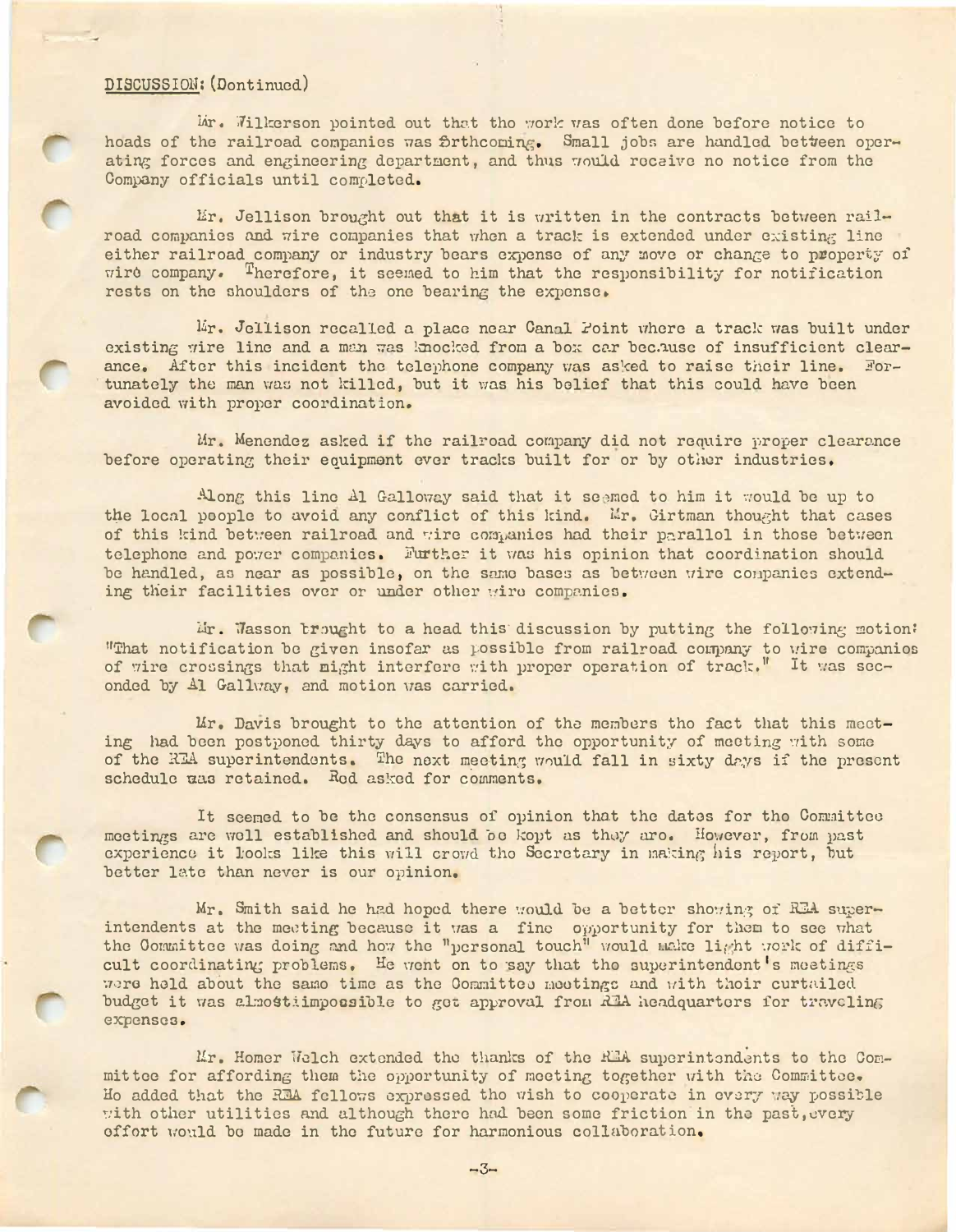DISCUSSION: (Continued)

Mr. Wilkerson pointed out that the work was often done before notice to heads of the railroad companies was forthcoming. Small jobs are handled between operating forces and engineering department, and thus would receive no notice from the Company officials until completed.

Mr. Jellison brought out that it is written in the contracts between railroad companies and wire companies that when a track is extended under existing line either railroad company or industry bears expense of any move or change to property of wire company. Therefore, it seemed to him that the responsibility for notification rests on the shoulders of the one bearing the expense.

Mr. Jellison recalled a place near Canal Point where a track was built under existing wire line and a man was knocked from a box car because of insufficient clearance. After this incident the telephone company was asked to raise their line. Fortunately the man was not killed, but it was his belief that this could have been avoided with proper coordination.

Mr. Menendez asked if the railroad company did not require proper clearance before operating their equipment over tracks built for or by other industries.

Along this line Al Galloway said that it seemed to him it would be up to the local people to avoid any conflict of this kind. Mr. Girtman thought that cases of this kind between railroad and wire companies had their parallel in those between telephone and power companies. Further it was his opinion that coordination should be handled, as near as possible, on the same bases as between wire companies extending their facilities over or under other wire companies.

Mr. Wasson brought to a head this discussion by putting the following motion: "That notification be given insofar as possible from railroad company to wire companies of wire crossings that might interfere with proper operation of track." It was seconded by Al Gallway, and motion was carried.

Mr. Davis brought to the attention of the members the fact that this meeting had been postponed thirty days to afford the opportunity of meeting with some of the REA superintendents. The next meeting would fall in sixty days if the present schedule was retained. Rod asked for comments.

It seemed to be the consensus of opinion that the dates for the Committee meetings are well established and should be kept as they are. However, from past experience it looks like this will crowd the Secretary in making his report, but better late than never is our opinion.

Mr. Smith said he had hoped there would be a better showing of REA superintendents at the meeting because it was a fine opportunity for them to see what the Committee was doing and how the "personal touch" would make light work of difficult coordinating problems. He went on to say that the superintendent's meetings were held about the same time as the Committee meetings and with their curtailed budget it was almost impossible to get approval from REA headquarters for traveling expenses.

Mr. Homer Welch extended the thanks of the REA superintendents to the Committee for affording them the opportunity of meeting together with the Committee. He added that the REA fellows expressed the wish to cooperate in every way possible with other utilities and although there had been some friction in the past, every effort would be made in the future for harmonious collaboration.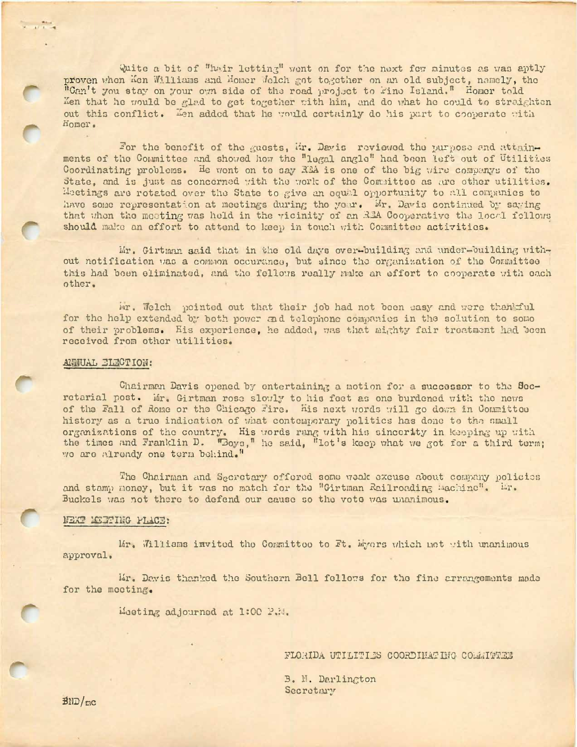Quite a bit of "hair letting" went on for the next few minutes as was aptly proven when Ken Williams and Homer Welch got together on an old subject, namely, the "Can't you stay on your own side of the road project to Pine Island." Homer told Ken that he would be glad to get together with him, and do what he could to straighten out this conflict. Ken added that he would certainly do his part to cooperate with Homer.

For the benefit of the guests, Mr. Davis reviewed the purpose and attainments of the Committee and showed how the "legal angle" had been left out of Utilities Coordinating problems. He went on to say REA is one of the big wire companys of the State, and is just as concerned with the work of the Committee as are other utilities. Meetings are rotated over the State to give an equal opportunity to all companies to have some representation at meetings during the year. Mr. Davis continued by saying that when the meeting was held in the vicinity of an REA Cooperative the local fellows should make an effort to attend to keep in touch with Committee activities.

Mr. Girtman said that in the old days over-building and under-building without notification was a common occurance, but since the organization of the Committee this had been eliminated, and the fellows really make an effort to cooperate with each other.

Mr. Welch pointed out that their job had not been easy and were thankful for the help extended by both power and telephone companies in the solution to some of their problems. His experience, he added, was that mighty fair treatment had been received from other utilities.

ANNUAL ELECTION:

Chairman Davis opened by entertaining a motion for a successor to the Secretarial post. Mr. Girtman rose slowly to his feet as one burdened with the news of the Fall of Rome or the Chicago Fire. His next words will go down in Committee history as a true indication of what contemporary politics has done to the small organizations of the country. His words rang with his sincerity in keeping up with the times and Franklin D. "Boys," he said, "let's keep what we got for a third term; we are already one term behind."

The Chairman and Secretary offered some weak excuse about company policies and stamp money, but it was no match for the "Girtman Railroading Machine". Mr. Buckels was not there to defend our cause so the vote was unanimous.

NEXT MEETING PLACE:

Mr. Williams invited the Committee to Ft. Myers which met with unanimous approval.

Mr. Davis thanked the Southern Bell fellows for the fine arrangements made for the meeting.

Meeting adjourned at 1:00 P.M.

FLORIDA UTILITIES COORDINATING COMMITTEE

B. N. Darlington
Secretary

BND/mc